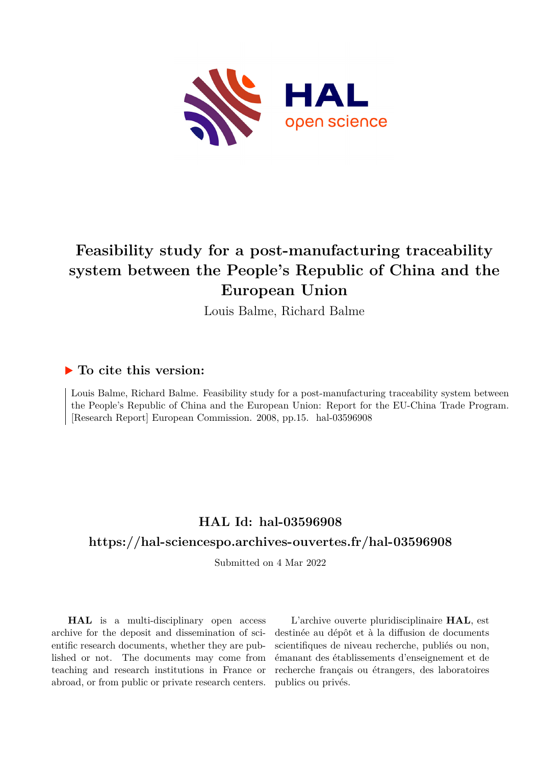# Feasibility study for a post-manufacturing traceability system between the People's Republic of China and the European Union

Louis Balme, Richard Balme

## ▶ To cite this version:

Louis Balme, Richard Balme. Feasibility study for a post-manufacturing traceability system between the People's Republic of China and the European Union: Report for the EU-China Trade Program. [Research Report] European Commission. 2008, pp.15. hal-03596908

## HAL Id: hal-03596908

## https://hal-sciencespo.archives-ouvertes.fr/hal-03596908

Submitted on 4 Mar 2022

**HAL** is a multi-disciplinary open access archive for the deposit and dissemination of scientific research documents, whether they are published or not. The documents may come from teaching and research institutions in France or abroad, or from public or private research centers.

L'archive ouverte pluridisciplinaire **HAL**, est destinée au dépôt et à la diffusion de documents scientifiques de niveau recherche, publiés ou non, émanant des établissements d'enseignement et de recherche français ou étrangers, des laboratoires publics ou privés.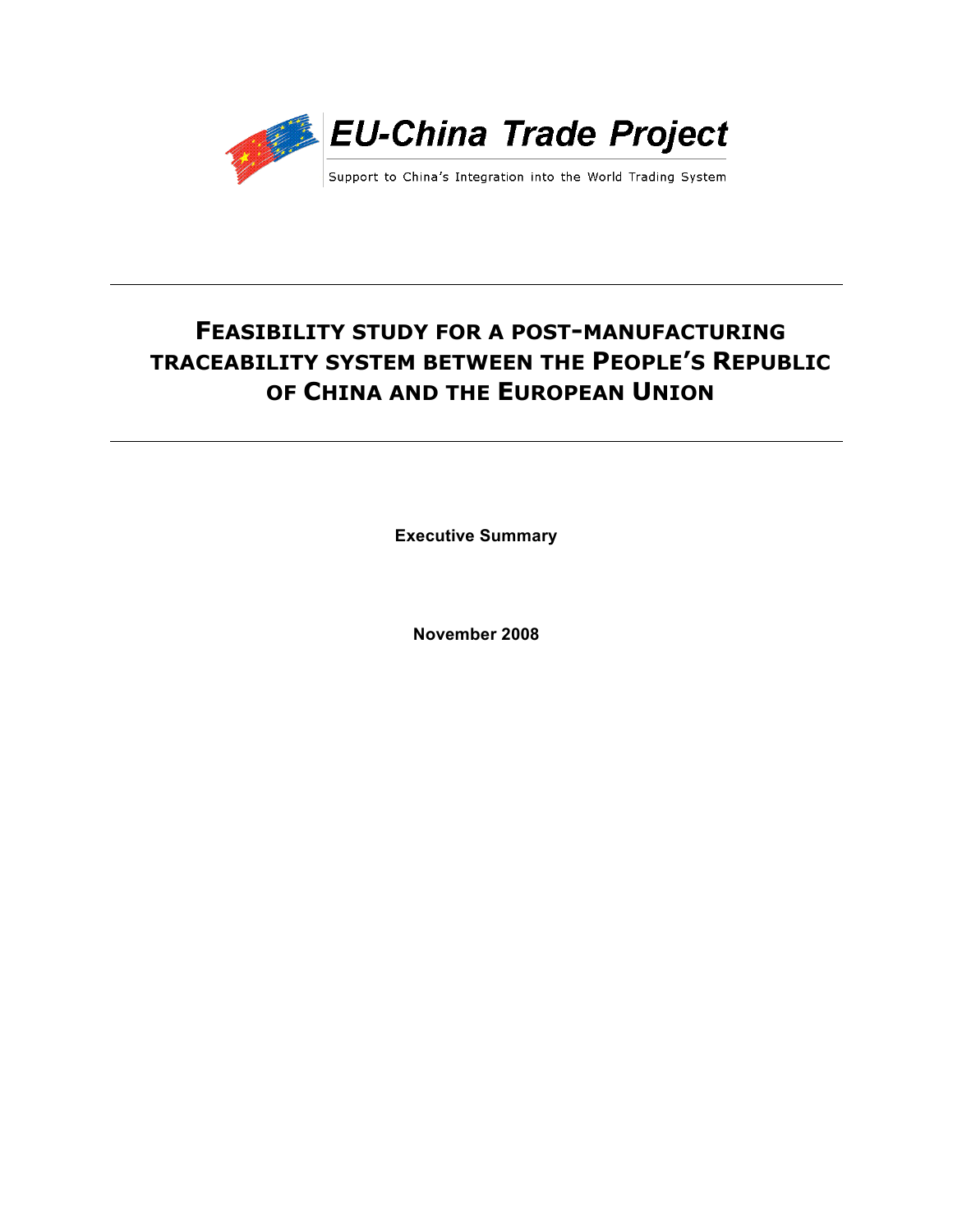EU-China Trade Project

Support to China's Integration into the World Trading System

# FEASIBILITY STUDY FOR A POST-MANUFACTURING TRACEABILITY SYSTEM BETWEEN THE PEOPLE'S REPUBLIC OF CHINA AND THE EUROPEAN UNION

**Executive Summary**

**November 2008**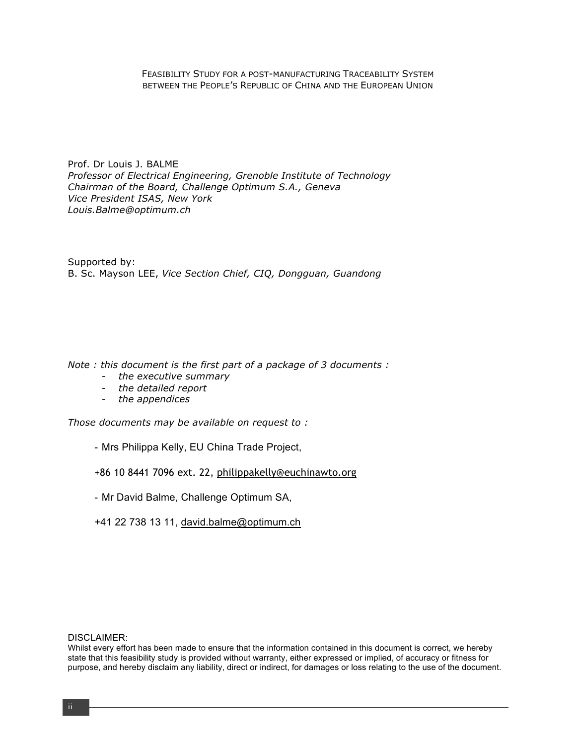Feasibility Study for a post-manufacturing Traceability System between the People's Republic of China and the European Union

Prof. Dr Louis J. BALME
*Professor of Electrical Engineering, Grenoble Institute of Technology*
*Chairman of the Board, Challenge Optimum S.A., Geneva*
*Vice President ISAS, New York*
*Louis.Balme@optimum.ch*

Supported by:
B. Sc. Mayson LEE, *Vice Section Chief, CIQ, Dongguan, Guandong*

*Note : this document is the first part of a package of 3 documents :*

- *the executive summary*
- *the detailed report*
- *the appendices*

*Those documents may be available on request to :*

- Mrs Philippa Kelly, EU China Trade Project,

  +86 10 8441 7096 ext. 22, philippakelly@euchinawto.org

- Mr David Balme, Challenge Optimum SA,

  +41 22 738 13 11, david.balme@optimum.ch

DISCLAIMER:
Whilst every effort has been made to ensure that the information contained in this document is correct, we hereby state that this feasibility study is provided without warranty, either expressed or implied, of accuracy or fitness for purpose, and hereby disclaim any liability, direct or indirect, for damages or loss relating to the use of the document.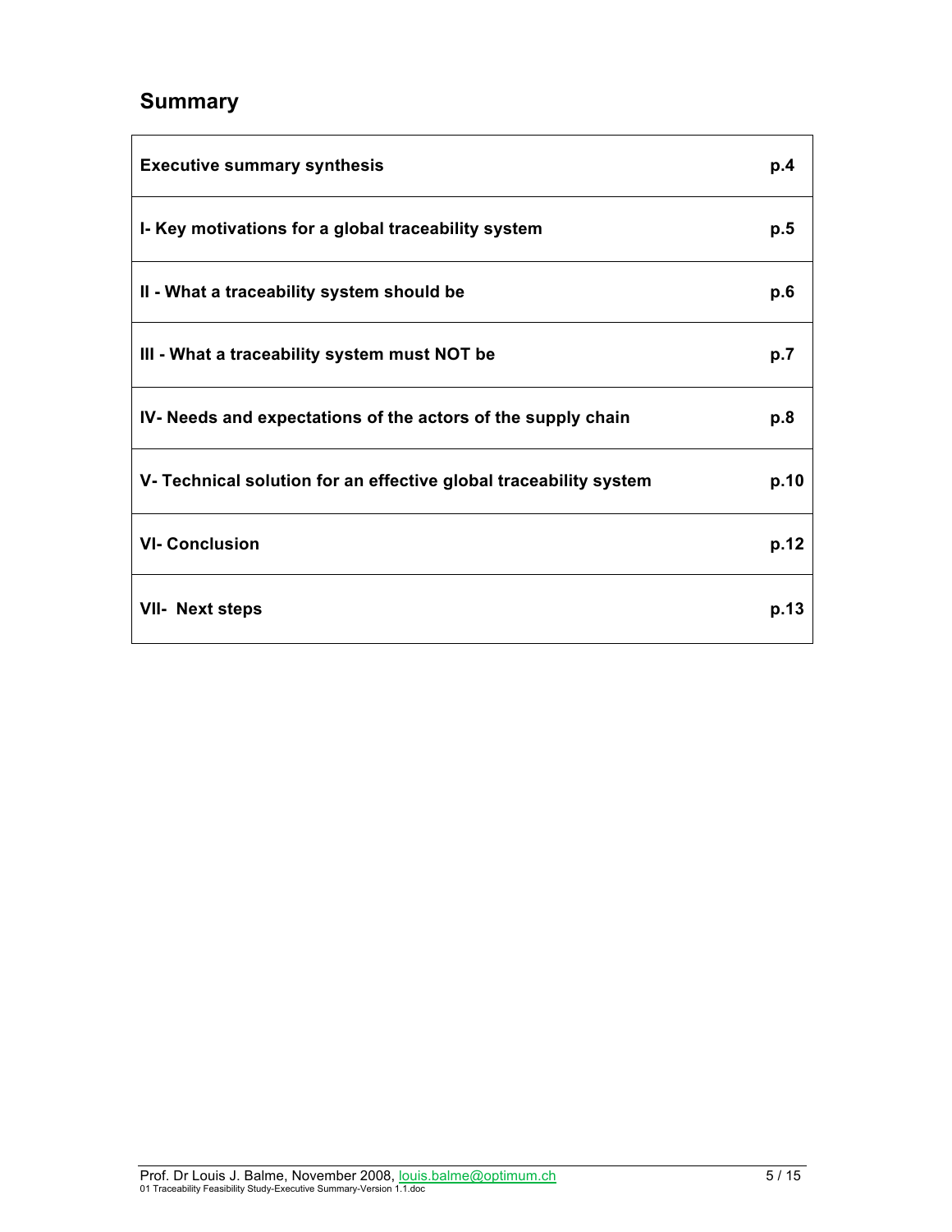## Summary

| | |
|---|---|
| **Executive summary synthesis** | **p.4** |
| **I- Key motivations for a global traceability system** | **p.5** |
| **II - What a traceability system should be** | **p.6** |
| **III - What a traceability system must NOT be** | **p.7** |
| **IV- Needs and expectations of the actors of the supply chain** | **p.8** |
| **V- Technical solution for an effective global traceability system** | **p.10** |
| **VI- Conclusion** | **p.12** |
| **VII- Next steps** | **p.13** |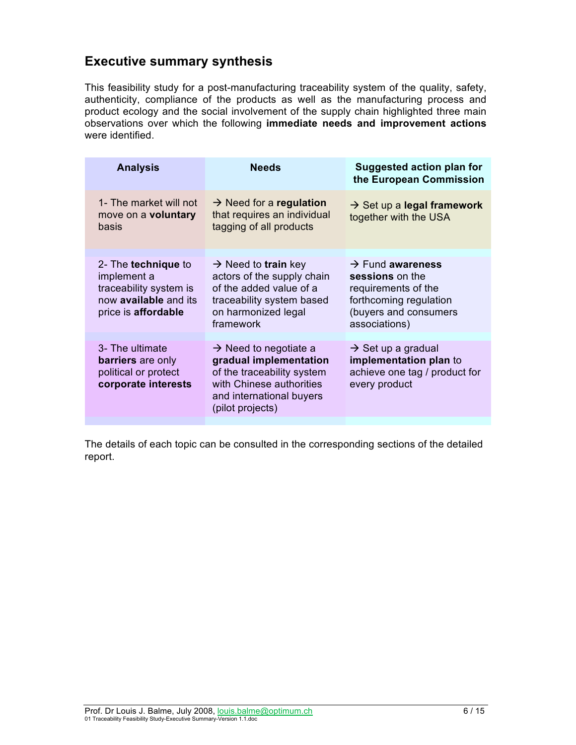## Executive summary synthesis

This feasibility study for a post-manufacturing traceability system of the quality, safety, authenticity, compliance of the products as well as the manufacturing process and product ecology and the social involvement of the supply chain highlighted three main observations over which the following **immediate needs and improvement actions** were identified.

| Analysis | Needs | Suggested action plan for the European Commission |
|---|---|---|
| 1- The market will not move on a **voluntary** basis | → Need for a **regulation** that requires an individual tagging of all products | → Set up a **legal framework** together with the USA |
| 2- The **technique** to implement a traceability system is now **available** and its price is **affordable** | → Need to **train** key actors of the supply chain of the added value of a traceability system based on harmonized legal framework | → Fund **awareness sessions** on the requirements of the forthcoming regulation (buyers and consumers associations) |
| 3- The ultimate **barriers** are only political or protect **corporate interests** | → Need to negotiate a **gradual implementation** of the traceability system with Chinese authorities and international buyers (pilot projects) | → Set up a gradual **implementation plan** to achieve one tag / product for every product |

The details of each topic can be consulted in the corresponding sections of the detailed report.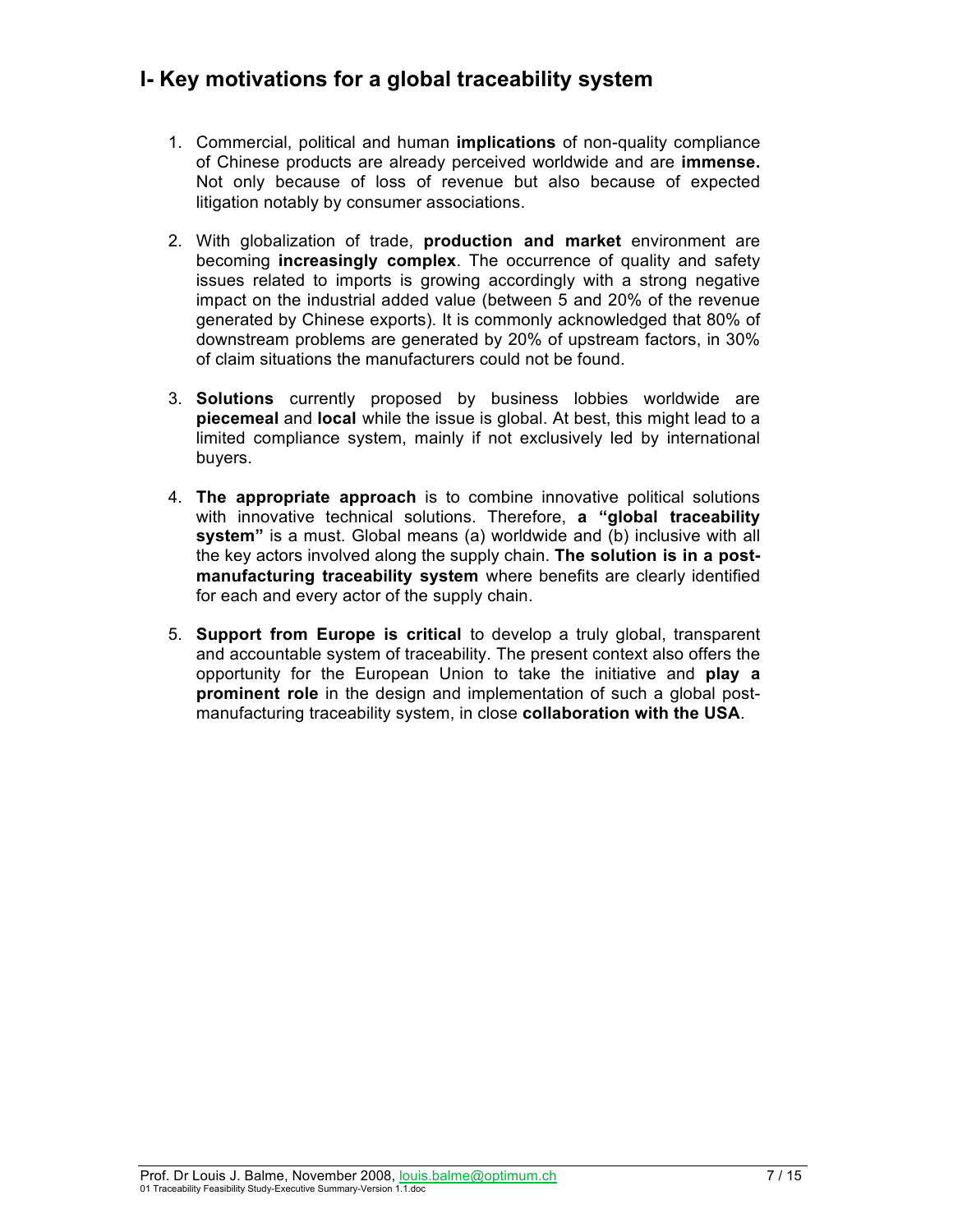## I- Key motivations for a global traceability system

1. Commercial, political and human **implications** of non-quality compliance of Chinese products are already perceived worldwide and are **immense.** Not only because of loss of revenue but also because of expected litigation notably by consumer associations.

2. With globalization of trade, **production and market** environment are becoming **increasingly complex**. The occurrence of quality and safety issues related to imports is growing accordingly with a strong negative impact on the industrial added value (between 5 and 20% of the revenue generated by Chinese exports). It is commonly acknowledged that 80% of downstream problems are generated by 20% of upstream factors, in 30% of claim situations the manufacturers could not be found.

3. **Solutions** currently proposed by business lobbies worldwide are **piecemeal** and **local** while the issue is global. At best, this might lead to a limited compliance system, mainly if not exclusively led by international buyers.

4. **The appropriate approach** is to combine innovative political solutions with innovative technical solutions. Therefore, **a "global traceability system"** is a must. Global means (a) worldwide and (b) inclusive with all the key actors involved along the supply chain. **The solution is in a post-manufacturing traceability system** where benefits are clearly identified for each and every actor of the supply chain.

5. **Support from Europe is critical** to develop a truly global, transparent and accountable system of traceability. The present context also offers the opportunity for the European Union to take the initiative and **play a prominent role** in the design and implementation of such a global post-manufacturing traceability system, in close **collaboration with the USA**.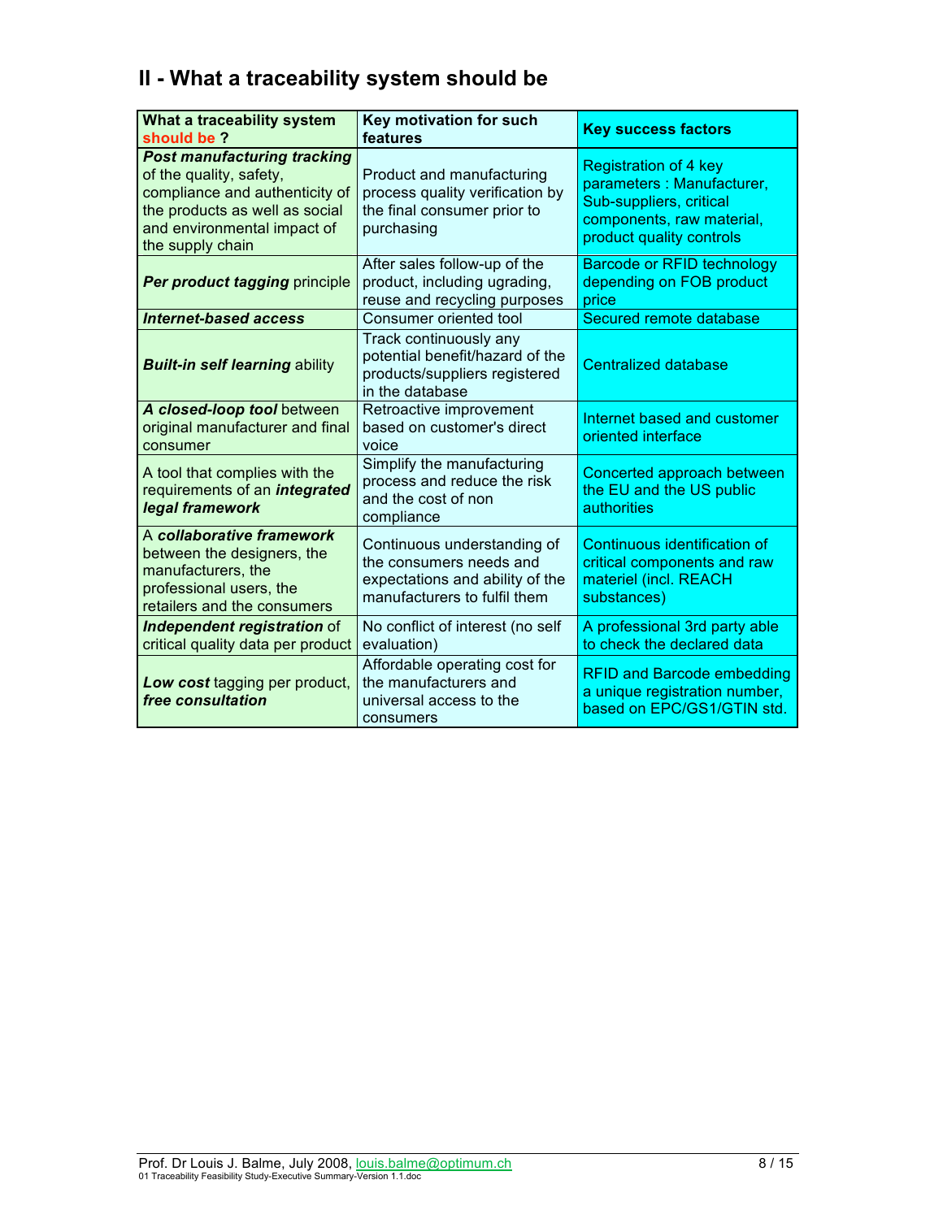## II - What a traceability system should be

| What a traceability system should be ? | Key motivation for such features | Key success factors |
|---|---|---|
| ***Post manufacturing tracking*** of the quality, safety, compliance and authenticity of the products as well as social and environmental impact of the supply chain | Product and manufacturing process quality verification by the final consumer prior to purchasing | Registration of 4 key parameters : Manufacturer, Sub-suppliers, critical components, raw material, product quality controls |
| ***Per product tagging*** principle | After sales follow-up of the product, including ugrading, reuse and recycling purposes | Barcode or RFID technology depending on FOB product price |
| ***Internet-based access*** | Consumer oriented tool | Secured remote database |
| ***Built-in self learning*** ability | Track continuously any potential benefit/hazard of the products/suppliers registered in the database | Centralized database |
| ***A closed-loop tool*** between original manufacturer and final consumer | Retroactive improvement based on customer's direct voice | Internet based and customer oriented interface |
| A tool that complies with the requirements of an ***integrated legal framework*** | Simplify the manufacturing process and reduce the risk and the cost of non compliance | Concerted approach between the EU and the US public authorities |
| A ***collaborative framework*** between the designers, the manufacturers, the professional users, the retailers and the consumers | Continuous understanding of the consumers needs and expectations and ability of the manufacturers to fulfil them | Continuous identification of critical components and raw materiel (incl. REACH substances) |
| ***Independent registration*** of critical quality data per product | No conflict of interest (no self evaluation) | A professional 3rd party able to check the declared data |
| ***Low cost*** tagging per product, ***free consultation*** | Affordable operating cost for the manufacturers and universal access to the consumers | RFID and Barcode embedding a unique registration number, based on EPC/GS1/GTIN std. |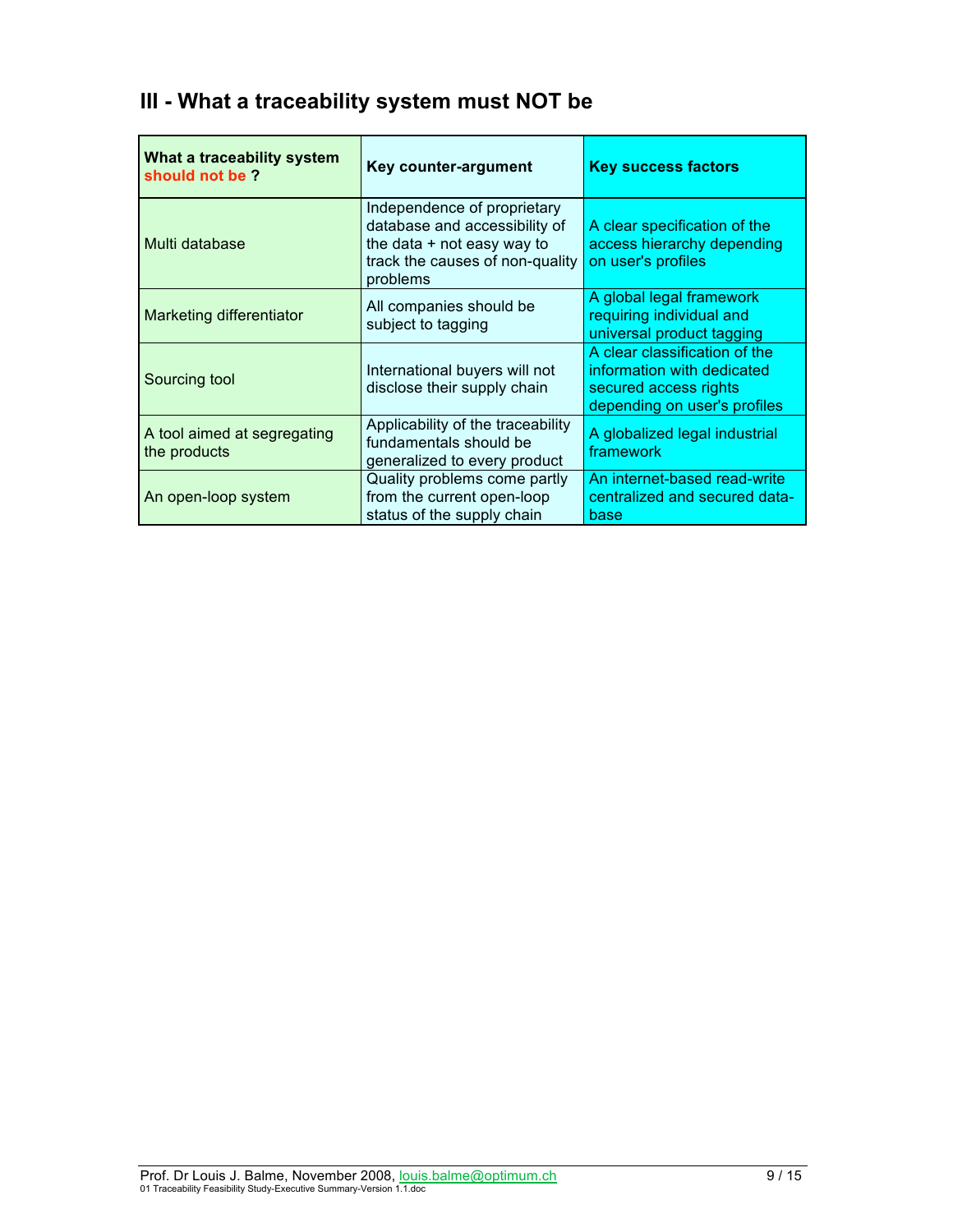## III - What a traceability system must NOT be

| What a traceability system **should not be** ? | Key counter-argument | Key success factors |
|---|---|---|
| Multi database | Independence of proprietary database and accessibility of the data + not easy way to track the causes of non-quality problems | A clear specification of the access hierarchy depending on user's profiles |
| Marketing differentiator | All companies should be subject to tagging | A global legal framework requiring individual and universal product tagging |
| Sourcing tool | International buyers will not disclose their supply chain | A clear classification of the information with dedicated secured access rights depending on user's profiles |
| A tool aimed at segregating the products | Applicability of the traceability fundamentals should be generalized to every product | A globalized legal industrial framework |
| An open-loop system | Quality problems come partly from the current open-loop status of the supply chain | An internet-based read-write centralized and secured data-base |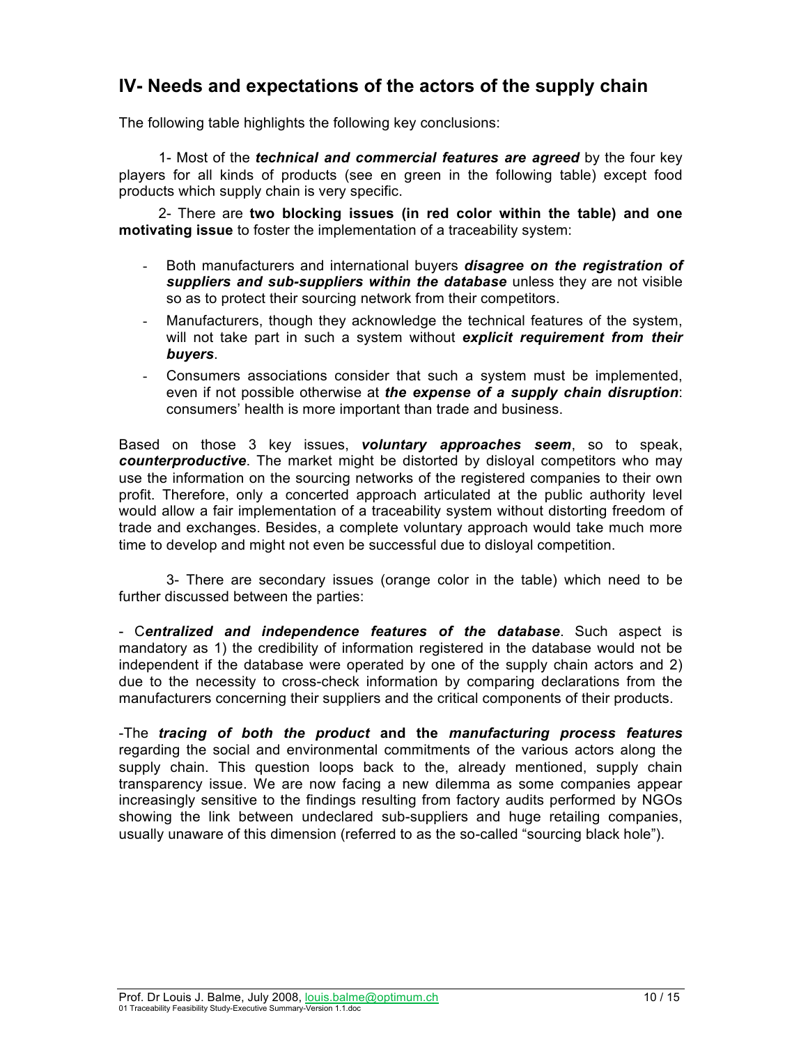## IV- Needs and expectations of the actors of the supply chain

The following table highlights the following key conclusions:

1- Most of the ***technical and commercial features are agreed*** by the four key players for all kinds of products (see en green in the following table) except food products which supply chain is very specific.

2- There are **two blocking issues (in red color within the table) and one motivating issue** to foster the implementation of a traceability system:

- Both manufacturers and international buyers ***disagree on the registration of suppliers and sub-suppliers within the database*** unless they are not visible so as to protect their sourcing network from their competitors.
- Manufacturers, though they acknowledge the technical features of the system, will not take part in such a system without ***explicit requirement from their buyers***.
- Consumers associations consider that such a system must be implemented, even if not possible otherwise at ***the expense of a supply chain disruption***: consumers' health is more important than trade and business.

Based on those 3 key issues, ***voluntary approaches seem***, so to speak, ***counterproductive***. The market might be distorted by disloyal competitors who may use the information on the sourcing networks of the registered companies to their own profit. Therefore, only a concerted approach articulated at the public authority level would allow a fair implementation of a traceability system without distorting freedom of trade and exchanges. Besides, a complete voluntary approach would take much more time to develop and might not even be successful due to disloyal competition.

3- There are secondary issues (orange color in the table) which need to be further discussed between the parties:

- C***entralized and independence features of the database***. Such aspect is mandatory as 1) the credibility of information registered in the database would not be independent if the database were operated by one of the supply chain actors and 2) due to the necessity to cross-check information by comparing declarations from the manufacturers concerning their suppliers and the critical components of their products.

-The ***tracing of both the product* and the *manufacturing process features*** regarding the social and environmental commitments of the various actors along the supply chain. This question loops back to the, already mentioned, supply chain transparency issue. We are now facing a new dilemma as some companies appear increasingly sensitive to the findings resulting from factory audits performed by NGOs showing the link between undeclared sub-suppliers and huge retailing companies, usually unaware of this dimension (referred to as the so-called "sourcing black hole").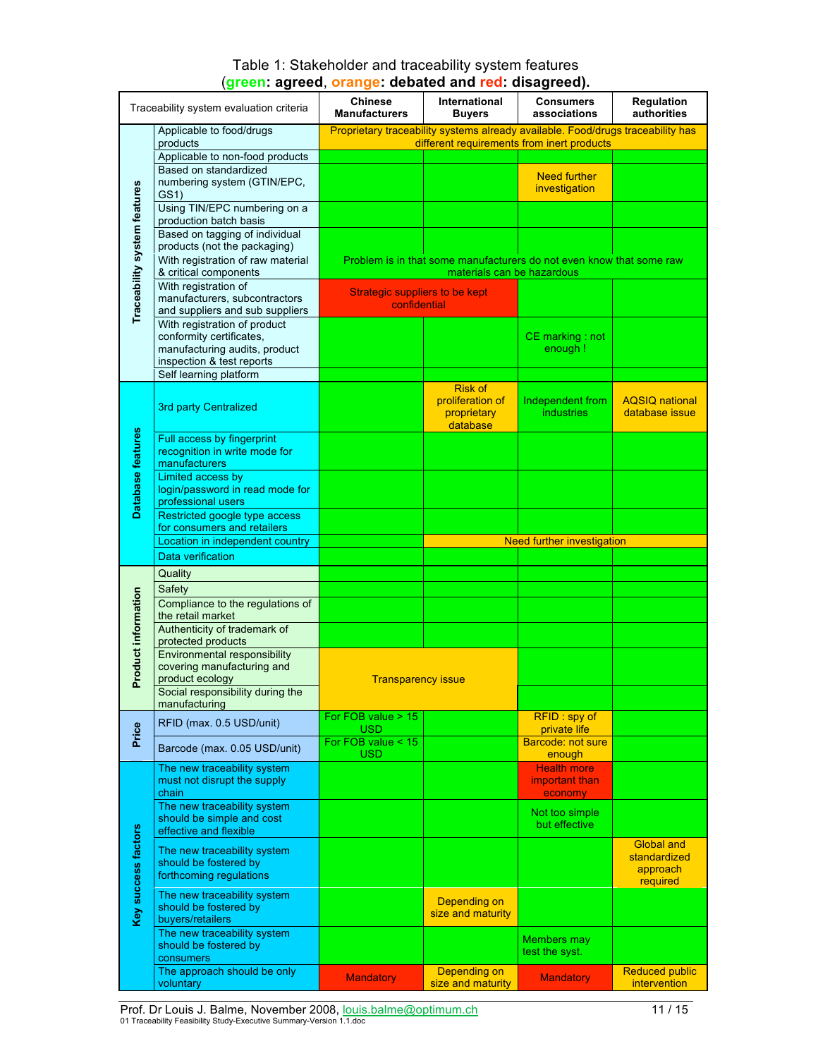Table 1: Stakeholder and traceability system features
(**green**: agreed, **orange**: debated and **red**: disagreed).

| | Traceability system evaluation criteria | Chinese Manufacturers | International Buyers | Consumers associations | Regulation authorities |
|---|---|---|---|---|---|
| Traceability system features | Applicable to food/drugs products | Proprietary traceability systems already available. Food/drugs traceability has different requirements from inert products | | | |
| | Applicable to non-food products | | | | |
| | Based on standardized numbering system (GTIN/EPC, GS1) | | | Need further investigation | |
| | Using TIN/EPC numbering on a production batch basis | | | | |
| | Based on tagging of individual products (not the packaging) | | | | |
| | With registration of raw material & critical components | Problem is in that some manufacturers do not even know that some raw materials can be hazardous | | | |
| | With registration of manufacturers, subcontractors and suppliers and sub suppliers | Strategic suppliers to be kept confidential | | | |
| | With registration of product conformity certificates, manufacturing audits, product inspection & test reports | | | CE marking : not enough ! | |
| | Self learning platform | | | | |
| Database features | 3rd party Centralized | | Risk of proliferation of proprietary database | Independent from industries | AQSIQ national database issue |
| | Full access by fingerprint recognition in write mode for manufacturers | | | | |
| | Limited access by login/password in read mode for professional users | | | | |
| | Restricted google type access for consumers and retailers | | | | |
| | Location in independent country | | Need further investigation | | |
| | Data verification | | | | |
| Product information | Quality | | | | |
| | Safety | | | | |
| | Compliance to the regulations of the retail market | | | | |
| | Authenticity of trademark of protected products | | | | |
| | Environmental responsibility covering manufacturing and product ecology | Transparency issue | | | |
| | Social responsibility during the manufacturing | | | | |
| Price | RFID (max. 0.5 USD/unit) | For FOB value > 15 USD | | RFID : spy of private life | |
| | Barcode (max. 0.05 USD/unit) | For FOB value < 15 USD | | Barcode: not sure enough | |
| Key success factors | The new traceability system must not disrupt the supply chain | | | Health more important than economy | |
| | The new traceability system should be simple and cost effective and flexible | | | Not too simple but effective | |
| | The new traceability system should be fostered by forthcoming regulations | | | | Global and standardized approach required |
| | The new traceability system should be fostered by buyers/retailers | | Depending on size and maturity | | |
| | The new traceability system should be fostered by consumers | | | Members may test the syst. | |
| | The approach should be only voluntary | Mandatory | Depending on size and maturity | Mandatory | Reduced public intervention |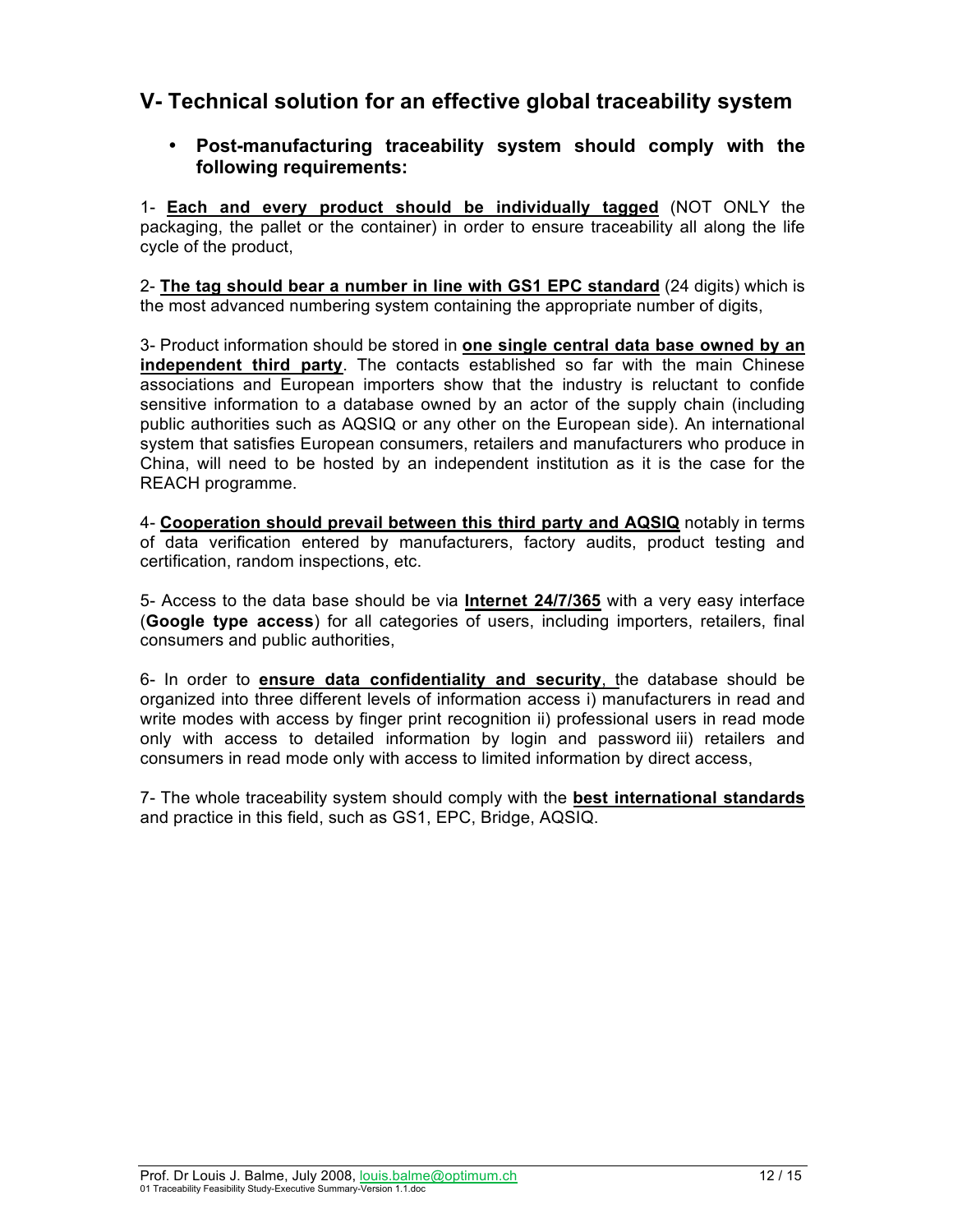## V- Technical solution for an effective global traceability system

- **Post-manufacturing traceability system should comply with the following requirements:**

1- **Each and every product should be individually tagged** (NOT ONLY the packaging, the pallet or the container) in order to ensure traceability all along the life cycle of the product,

2- **The tag should bear a number in line with GS1 EPC standard** (24 digits) which is the most advanced numbering system containing the appropriate number of digits,

3- Product information should be stored in **one single central data base owned by an independent third party**. The contacts established so far with the main Chinese associations and European importers show that the industry is reluctant to confide sensitive information to a database owned by an actor of the supply chain (including public authorities such as AQSIQ or any other on the European side). An international system that satisfies European consumers, retailers and manufacturers who produce in China, will need to be hosted by an independent institution as it is the case for the REACH programme.

4- **Cooperation should prevail between this third party and AQSIQ** notably in terms of data verification entered by manufacturers, factory audits, product testing and certification, random inspections, etc.

5- Access to the data base should be via **Internet 24/7/365** with a very easy interface (**Google type access**) for all categories of users, including importers, retailers, final consumers and public authorities,

6- In order to **ensure data confidentiality and security**, the database should be organized into three different levels of information access i) manufacturers in read and write modes with access by finger print recognition ii) professional users in read mode only with access to detailed information by login and password iii) retailers and consumers in read mode only with access to limited information by direct access,

7- The whole traceability system should comply with the **best international standards** and practice in this field, such as GS1, EPC, Bridge, AQSIQ.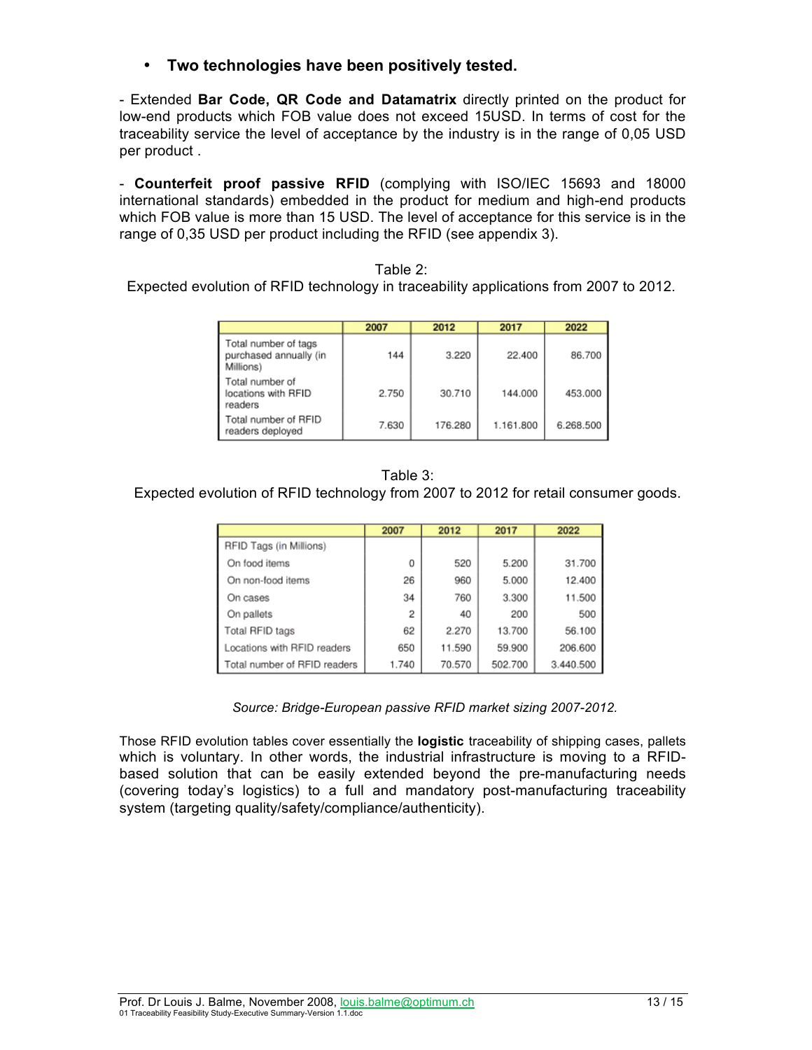- **Two technologies have been positively tested.**

- Extended **Bar Code, QR Code and Datamatrix** directly printed on the product for low-end products which FOB value does not exceed 15USD. In terms of cost for the traceability service the level of acceptance by the industry is in the range of 0,05 USD per product .

- **Counterfeit proof passive RFID** (complying with ISO/IEC 15693 and 18000 international standards) embedded in the product for medium and high-end products which FOB value is more than 15 USD. The level of acceptance for this service is in the range of 0,35 USD per product including the RFID (see appendix 3).

Table 2:
Expected evolution of RFID technology in traceability applications from 2007 to 2012.

| | 2007 | 2012 | 2017 | 2022 |
|---|---|---|---|---|
| Total number of tags purchased annually (in Millions) | 144 | 3.220 | 22.400 | 86.700 |
| Total number of locations with RFID readers | 2.750 | 30.710 | 144.000 | 453.000 |
| Total number of RFID readers deployed | 7.630 | 176.280 | 1.161.800 | 6.268.500 |

Table 3:
Expected evolution of RFID technology from 2007 to 2012 for retail consumer goods.

| | 2007 | 2012 | 2017 | 2022 |
|---|---|---|---|---|
| RFID Tags (in Millions) | | | | |
| On food items | 0 | 520 | 5.200 | 31.700 |
| On non-food items | 26 | 960 | 5.000 | 12.400 |
| On cases | 34 | 760 | 3.300 | 11.500 |
| On pallets | 2 | 40 | 200 | 500 |
| Total RFID tags | 62 | 2.270 | 13.700 | 56.100 |
| Locations with RFID readers | 650 | 11.590 | 59.900 | 206.600 |
| Total number of RFID readers | 1.740 | 70.570 | 502.700 | 3.440.500 |

*Source: Bridge-European passive RFID market sizing 2007-2012.*

Those RFID evolution tables cover essentially the **logistic** traceability of shipping cases, pallets which is voluntary. In other words, the industrial infrastructure is moving to a RFID-based solution that can be easily extended beyond the pre-manufacturing needs (covering today's logistics) to a full and mandatory post-manufacturing traceability system (targeting quality/safety/compliance/authenticity).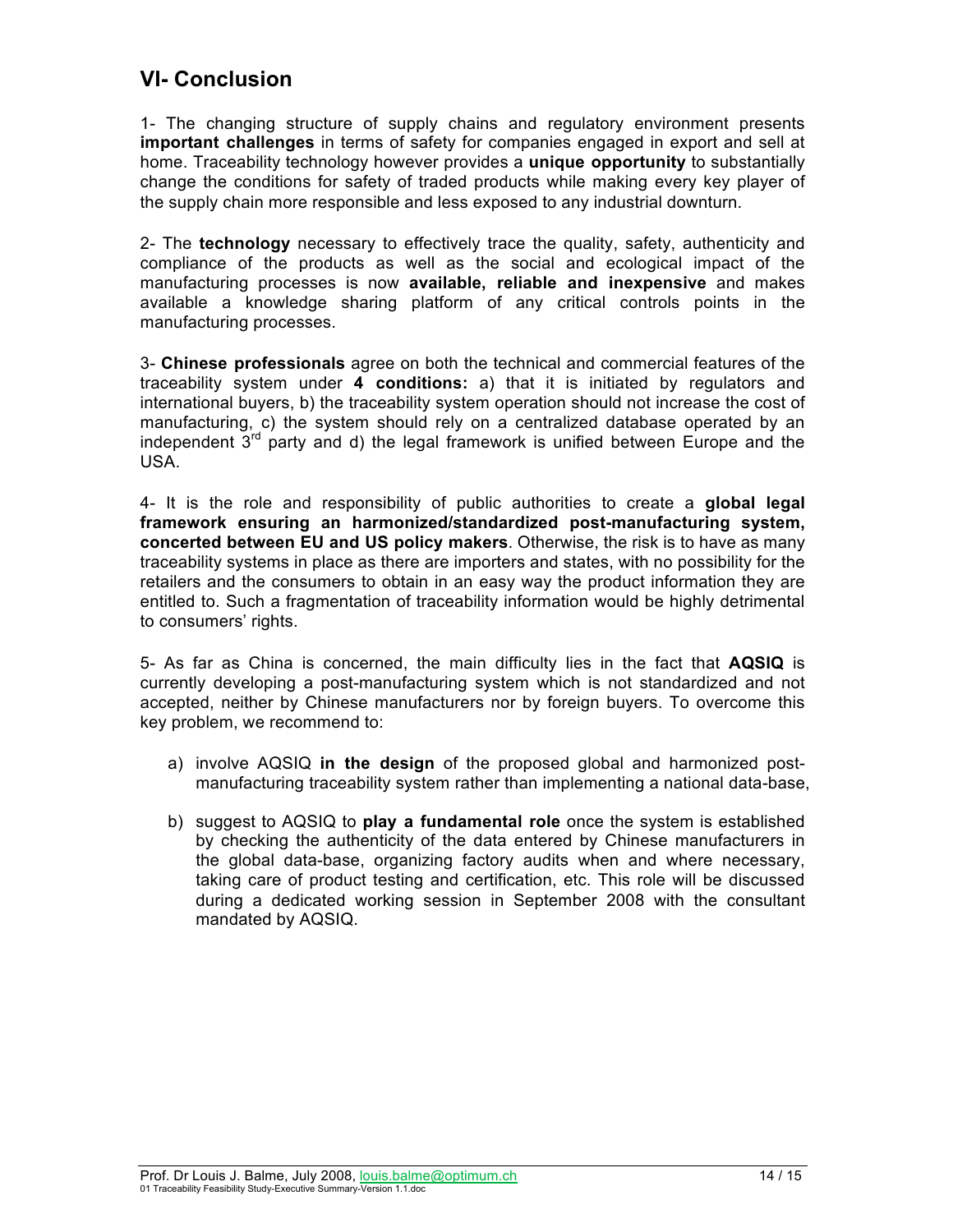## VI- Conclusion

1- The changing structure of supply chains and regulatory environment presents **important challenges** in terms of safety for companies engaged in export and sell at home. Traceability technology however provides a **unique opportunity** to substantially change the conditions for safety of traded products while making every key player of the supply chain more responsible and less exposed to any industrial downturn.

2- The **technology** necessary to effectively trace the quality, safety, authenticity and compliance of the products as well as the social and ecological impact of the manufacturing processes is now **available, reliable and inexpensive** and makes available a knowledge sharing platform of any critical controls points in the manufacturing processes.

3- **Chinese professionals** agree on both the technical and commercial features of the traceability system under **4 conditions:** a) that it is initiated by regulators and international buyers, b) the traceability system operation should not increase the cost of manufacturing, c) the system should rely on a centralized database operated by an independent 3rd party and d) the legal framework is unified between Europe and the USA.

4- It is the role and responsibility of public authorities to create a **global legal framework ensuring an harmonized/standardized post-manufacturing system, concerted between EU and US policy makers**. Otherwise, the risk is to have as many traceability systems in place as there are importers and states, with no possibility for the retailers and the consumers to obtain in an easy way the product information they are entitled to. Such a fragmentation of traceability information would be highly detrimental to consumers' rights.

5- As far as China is concerned, the main difficulty lies in the fact that **AQSIQ** is currently developing a post-manufacturing system which is not standardized and not accepted, neither by Chinese manufacturers nor by foreign buyers. To overcome this key problem, we recommend to:

a) involve AQSIQ **in the design** of the proposed global and harmonized post-manufacturing traceability system rather than implementing a national data-base,

b) suggest to AQSIQ to **play a fundamental role** once the system is established by checking the authenticity of the data entered by Chinese manufacturers in the global data-base, organizing factory audits when and where necessary, taking care of product testing and certification, etc. This role will be discussed during a dedicated working session in September 2008 with the consultant mandated by AQSIQ.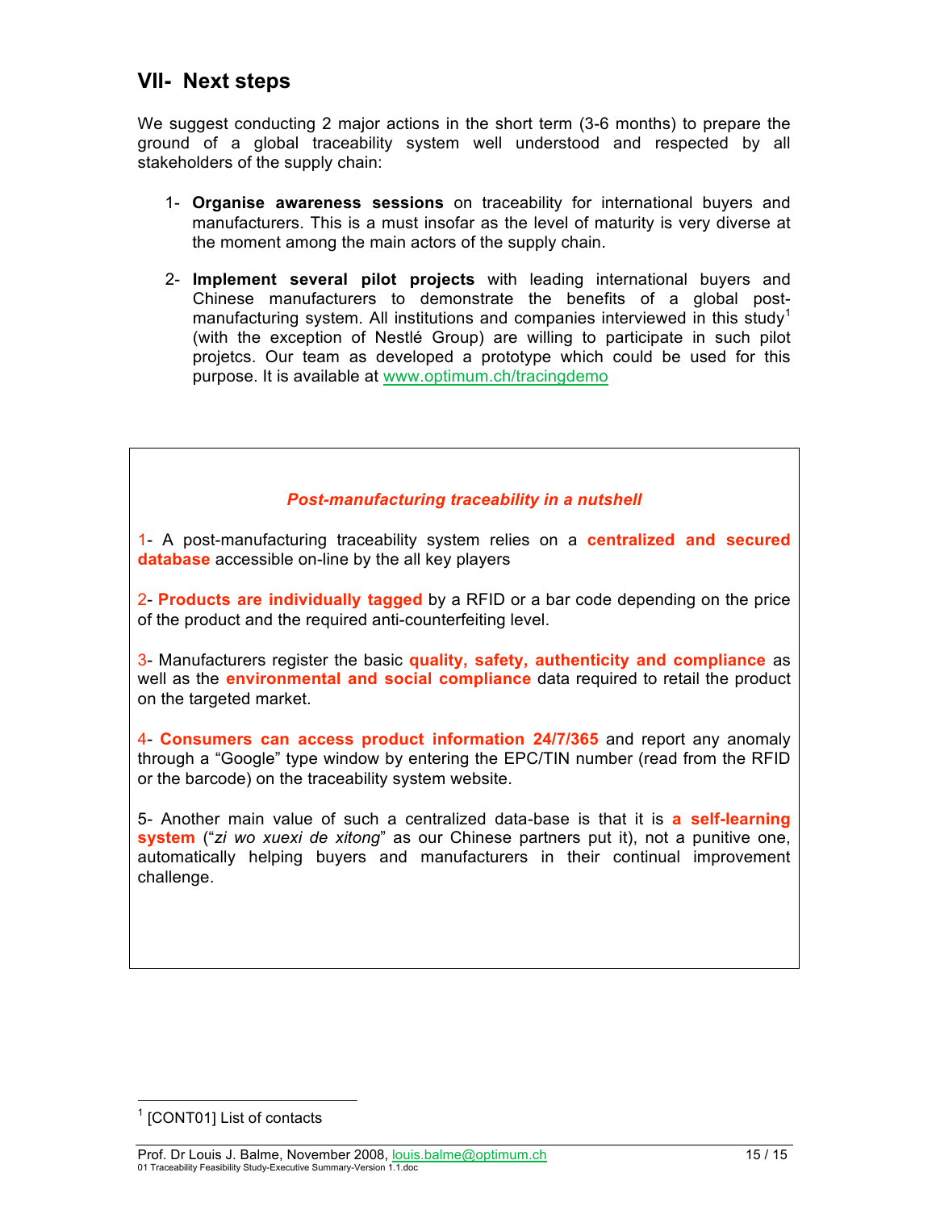## VII- Next steps

We suggest conducting 2 major actions in the short term (3-6 months) to prepare the ground of a global traceability system well understood and respected by all stakeholders of the supply chain:

1- **Organise awareness sessions** on traceability for international buyers and manufacturers. This is a must insofar as the level of maturity is very diverse at the moment among the main actors of the supply chain.

2- **Implement several pilot projects** with leading international buyers and Chinese manufacturers to demonstrate the benefits of a global post-manufacturing system. All institutions and companies interviewed in this study[1] (with the exception of Nestlé Group) are willing to participate in such pilot projetcs. Our team as developed a prototype which could be used for this purpose. It is available at www.optimum.ch/tracingdemo

***Post-manufacturing traceability in a nutshell***

1- A post-manufacturing traceability system relies on a **centralized and secured database** accessible on-line by the all key players

2- **Products are individually tagged** by a RFID or a bar code depending on the price of the product and the required anti-counterfeiting level.

3- Manufacturers register the basic **quality, safety, authenticity and compliance** as well as the **environmental and social compliance** data required to retail the product on the targeted market.

4- **Consumers can access product information 24/7/365** and report any anomaly through a "Google" type window by entering the EPC/TIN number (read from the RFID or the barcode) on the traceability system website.

5- Another main value of such a centralized data-base is that it is **a self-learning system** ("*zi wo xuexi de xitong*" as our Chinese partners put it), not a punitive one, automatically helping buyers and manufacturers in their continual improvement challenge.

[1] [CONT01] List of contacts